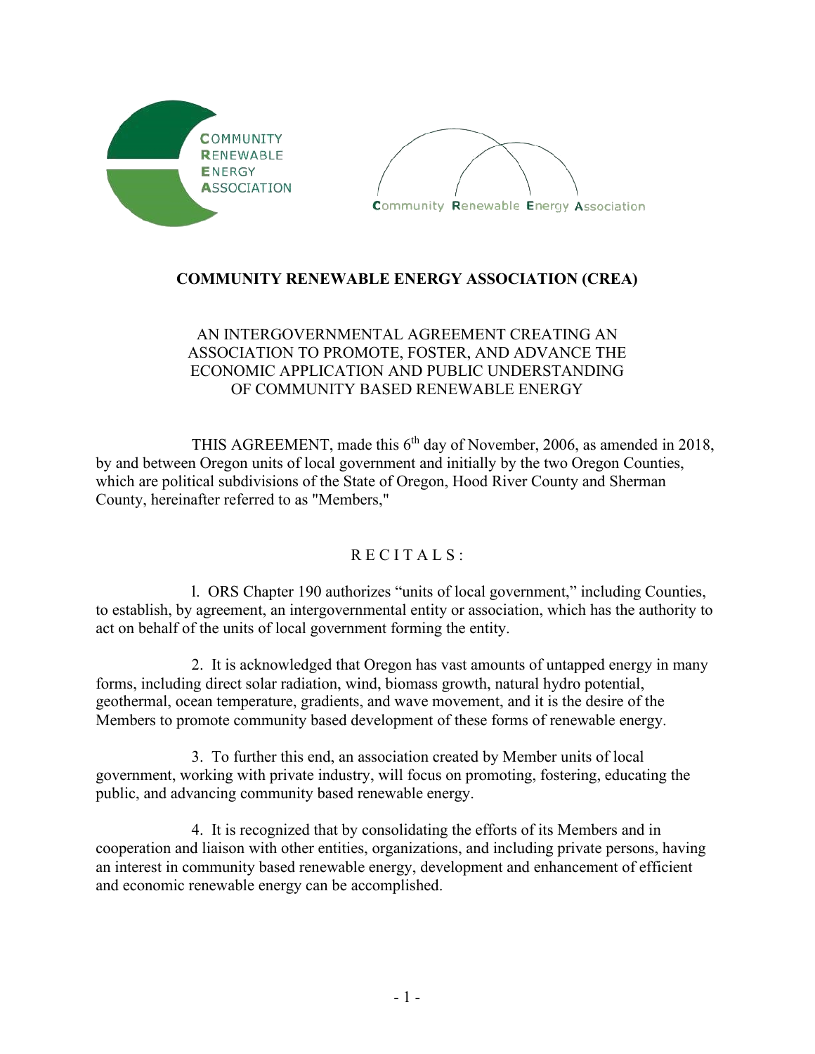COMMUNITY RENEWABLE ENERGY ASSOCIATION

Community Renewable Energy Association

# COMMUNITY RENEWABLE ENERGY ASSOCIATION (CREA)

AN INTERGOVERNMENTAL AGREEMENT CREATING AN ASSOCIATION TO PROMOTE, FOSTER, AND ADVANCE THE ECONOMIC APPLICATION AND PUBLIC UNDERSTANDING OF COMMUNITY BASED RENEWABLE ENERGY

THIS AGREEMENT, made this 6th day of November, 2006, as amended in 2018, by and between Oregon units of local government and initially by the two Oregon Counties, which are political subdivisions of the State of Oregon, Hood River County and Sherman County, hereinafter referred to as "Members,"

## R E C I T A L S :

1. ORS Chapter 190 authorizes "units of local government," including Counties, to establish, by agreement, an intergovernmental entity or association, which has the authority to act on behalf of the units of local government forming the entity.

2. It is acknowledged that Oregon has vast amounts of untapped energy in many forms, including direct solar radiation, wind, biomass growth, natural hydro potential, geothermal, ocean temperature, gradients, and wave movement, and it is the desire of the Members to promote community based development of these forms of renewable energy.

3. To further this end, an association created by Member units of local government, working with private industry, will focus on promoting, fostering, educating the public, and advancing community based renewable energy.

4. It is recognized that by consolidating the efforts of its Members and in cooperation and liaison with other entities, organizations, and including private persons, having an interest in community based renewable energy, development and enhancement of efficient and economic renewable energy can be accomplished.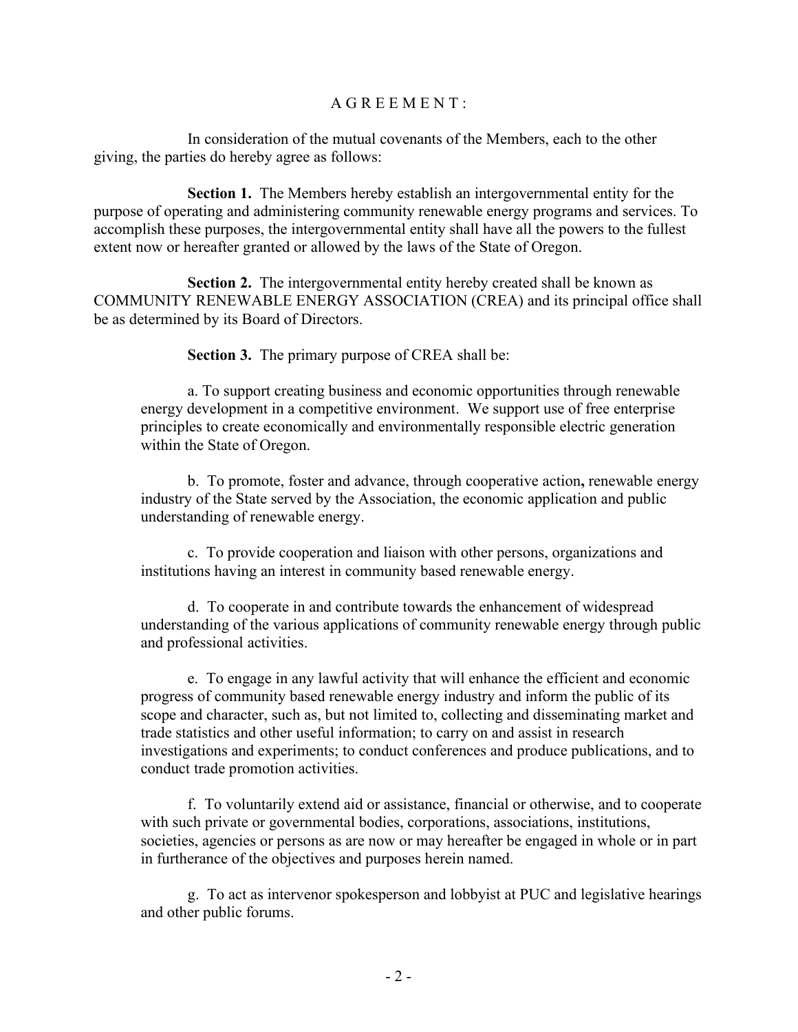A G R E E M E N T :

In consideration of the mutual covenants of the Members, each to the other giving, the parties do hereby agree as follows:

**Section 1.** The Members hereby establish an intergovernmental entity for the purpose of operating and administering community renewable energy programs and services. To accomplish these purposes, the intergovernmental entity shall have all the powers to the fullest extent now or hereafter granted or allowed by the laws of the State of Oregon.

**Section 2.** The intergovernmental entity hereby created shall be known as COMMUNITY RENEWABLE ENERGY ASSOCIATION (CREA) and its principal office shall be as determined by its Board of Directors.

**Section 3.** The primary purpose of CREA shall be:

a. To support creating business and economic opportunities through renewable energy development in a competitive environment. We support use of free enterprise principles to create economically and environmentally responsible electric generation within the State of Oregon.

b. To promote, foster and advance, through cooperative action**,** renewable energy industry of the State served by the Association, the economic application and public understanding of renewable energy.

c. To provide cooperation and liaison with other persons, organizations and institutions having an interest in community based renewable energy.

d. To cooperate in and contribute towards the enhancement of widespread understanding of the various applications of community renewable energy through public and professional activities.

e. To engage in any lawful activity that will enhance the efficient and economic progress of community based renewable energy industry and inform the public of its scope and character, such as, but not limited to, collecting and disseminating market and trade statistics and other useful information; to carry on and assist in research investigations and experiments; to conduct conferences and produce publications, and to conduct trade promotion activities.

f. To voluntarily extend aid or assistance, financial or otherwise, and to cooperate with such private or governmental bodies, corporations, associations, institutions, societies, agencies or persons as are now or may hereafter be engaged in whole or in part in furtherance of the objectives and purposes herein named.

g. To act as intervenor spokesperson and lobbyist at PUC and legislative hearings and other public forums.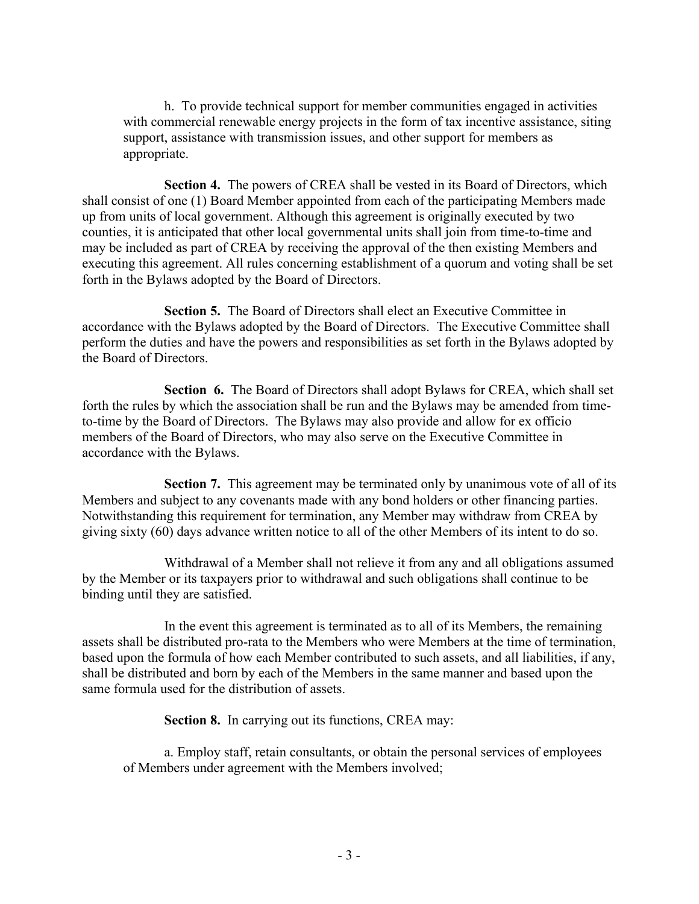h. To provide technical support for member communities engaged in activities with commercial renewable energy projects in the form of tax incentive assistance, siting support, assistance with transmission issues, and other support for members as appropriate.

**Section 4.** The powers of CREA shall be vested in its Board of Directors, which shall consist of one (1) Board Member appointed from each of the participating Members made up from units of local government. Although this agreement is originally executed by two counties, it is anticipated that other local governmental units shall join from time-to-time and may be included as part of CREA by receiving the approval of the then existing Members and executing this agreement. All rules concerning establishment of a quorum and voting shall be set forth in the Bylaws adopted by the Board of Directors.

**Section 5.** The Board of Directors shall elect an Executive Committee in accordance with the Bylaws adopted by the Board of Directors. The Executive Committee shall perform the duties and have the powers and responsibilities as set forth in the Bylaws adopted by the Board of Directors.

**Section 6.** The Board of Directors shall adopt Bylaws for CREA, which shall set forth the rules by which the association shall be run and the Bylaws may be amended from time-to-time by the Board of Directors. The Bylaws may also provide and allow for ex officio members of the Board of Directors, who may also serve on the Executive Committee in accordance with the Bylaws.

**Section 7.** This agreement may be terminated only by unanimous vote of all of its Members and subject to any covenants made with any bond holders or other financing parties. Notwithstanding this requirement for termination, any Member may withdraw from CREA by giving sixty (60) days advance written notice to all of the other Members of its intent to do so.

Withdrawal of a Member shall not relieve it from any and all obligations assumed by the Member or its taxpayers prior to withdrawal and such obligations shall continue to be binding until they are satisfied.

In the event this agreement is terminated as to all of its Members, the remaining assets shall be distributed pro-rata to the Members who were Members at the time of termination, based upon the formula of how each Member contributed to such assets, and all liabilities, if any, shall be distributed and born by each of the Members in the same manner and based upon the same formula used for the distribution of assets.

**Section 8.** In carrying out its functions, CREA may:

a. Employ staff, retain consultants, or obtain the personal services of employees of Members under agreement with the Members involved;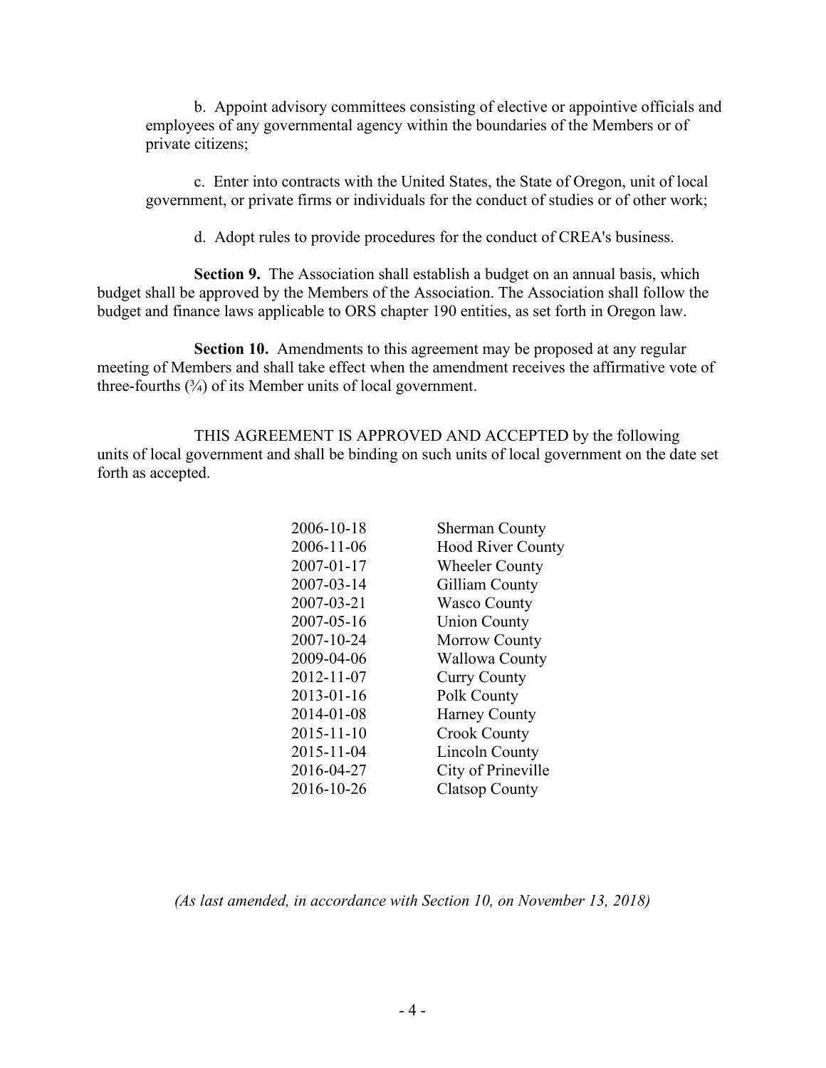b. Appoint advisory committees consisting of elective or appointive officials and employees of any governmental agency within the boundaries of the Members or of private citizens;

c. Enter into contracts with the United States, the State of Oregon, unit of local government, or private firms or individuals for the conduct of studies or of other work;

d. Adopt rules to provide procedures for the conduct of CREA's business.

**Section 9.** The Association shall establish a budget on an annual basis, which budget shall be approved by the Members of the Association. The Association shall follow the budget and finance laws applicable to ORS chapter 190 entities, as set forth in Oregon law.

**Section 10.** Amendments to this agreement may be proposed at any regular meeting of Members and shall take effect when the amendment receives the affirmative vote of three-fourths (¾) of its Member units of local government.

THIS AGREEMENT IS APPROVED AND ACCEPTED by the following units of local government and shall be binding on such units of local government on the date set forth as accepted.

| | |
|---|---|
| 2006-10-18 | Sherman County |
| 2006-11-06 | Hood River County |
| 2007-01-17 | Wheeler County |
| 2007-03-14 | Gilliam County |
| 2007-03-21 | Wasco County |
| 2007-05-16 | Union County |
| 2007-10-24 | Morrow County |
| 2009-04-06 | Wallowa County |
| 2012-11-07 | Curry County |
| 2013-01-16 | Polk County |
| 2014-01-08 | Harney County |
| 2015-11-10 | Crook County |
| 2015-11-04 | Lincoln County |
| 2016-04-27 | City of Prineville |
| 2016-10-26 | Clatsop County |

*(As last amended, in accordance with Section 10, on November 13, 2018)*